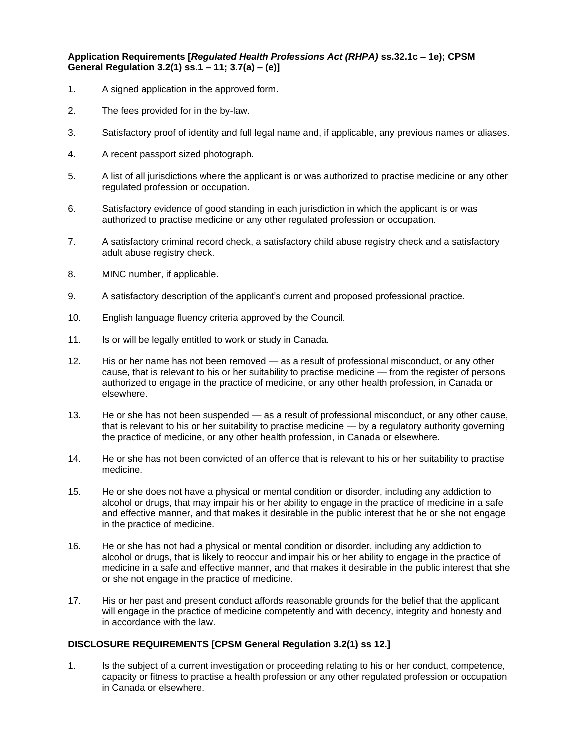**Application Requirements [*Regulated Health Professions Act (RHPA)* ss.32.1c – 1e); CPSM General Regulation 3.2(1) ss.1 – 11; 3.7(a) – (e)]**

1. A signed application in the approved form.

2. The fees provided for in the by-law.

3. Satisfactory proof of identity and full legal name and, if applicable, any previous names or aliases.

4. A recent passport sized photograph.

5. A list of all jurisdictions where the applicant is or was authorized to practise medicine or any other regulated profession or occupation.

6. Satisfactory evidence of good standing in each jurisdiction in which the applicant is or was authorized to practise medicine or any other regulated profession or occupation.

7. A satisfactory criminal record check, a satisfactory child abuse registry check and a satisfactory adult abuse registry check.

8. MINC number, if applicable.

9. A satisfactory description of the applicant's current and proposed professional practice.

10. English language fluency criteria approved by the Council.

11. Is or will be legally entitled to work or study in Canada.

12. His or her name has not been removed — as a result of professional misconduct, or any other cause, that is relevant to his or her suitability to practise medicine — from the register of persons authorized to engage in the practice of medicine, or any other health profession, in Canada or elsewhere.

13. He or she has not been suspended — as a result of professional misconduct, or any other cause, that is relevant to his or her suitability to practise medicine — by a regulatory authority governing the practice of medicine, or any other health profession, in Canada or elsewhere.

14. He or she has not been convicted of an offence that is relevant to his or her suitability to practise medicine.

15. He or she does not have a physical or mental condition or disorder, including any addiction to alcohol or drugs, that may impair his or her ability to engage in the practice of medicine in a safe and effective manner, and that makes it desirable in the public interest that he or she not engage in the practice of medicine.

16. He or she has not had a physical or mental condition or disorder, including any addiction to alcohol or drugs, that is likely to reoccur and impair his or her ability to engage in the practice of medicine in a safe and effective manner, and that makes it desirable in the public interest that she or she not engage in the practice of medicine.

17. His or her past and present conduct affords reasonable grounds for the belief that the applicant will engage in the practice of medicine competently and with decency, integrity and honesty and in accordance with the law.

**DISCLOSURE REQUIREMENTS [CPSM General Regulation 3.2(1) ss 12.]**

1. Is the subject of a current investigation or proceeding relating to his or her conduct, competence, capacity or fitness to practise a health profession or any other regulated profession or occupation in Canada or elsewhere.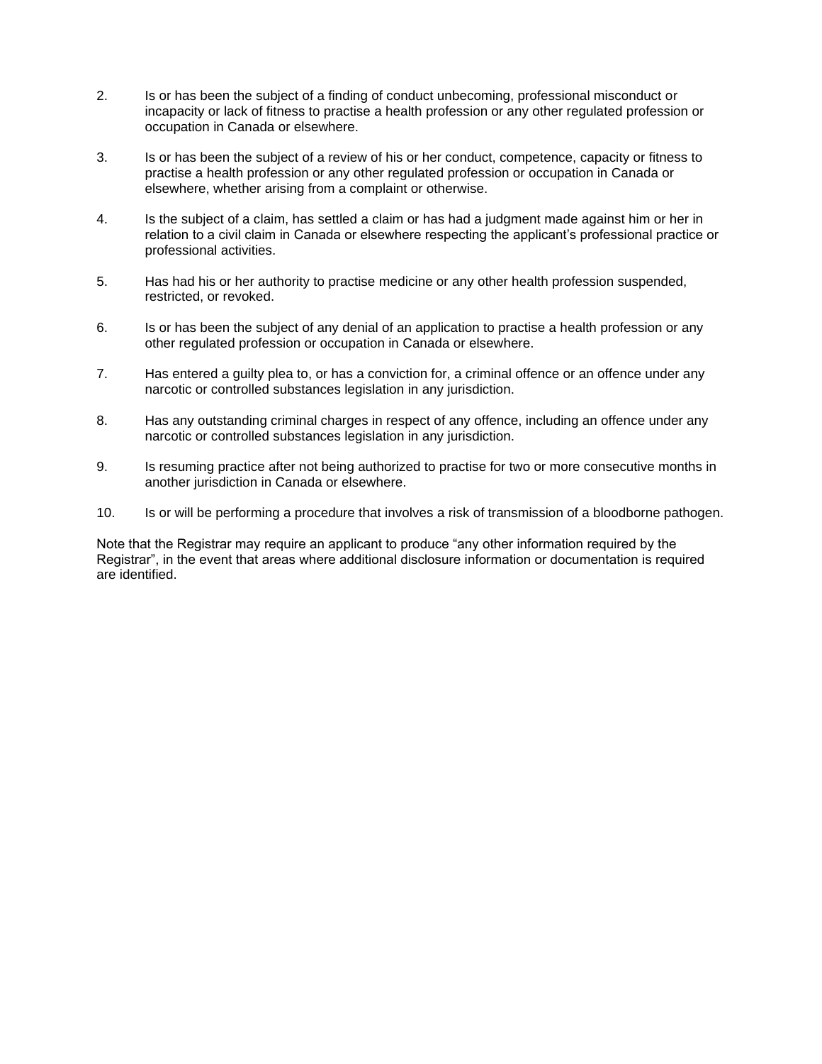2. Is or has been the subject of a finding of conduct unbecoming, professional misconduct or incapacity or lack of fitness to practise a health profession or any other regulated profession or occupation in Canada or elsewhere.

3. Is or has been the subject of a review of his or her conduct, competence, capacity or fitness to practise a health profession or any other regulated profession or occupation in Canada or elsewhere, whether arising from a complaint or otherwise.

4. Is the subject of a claim, has settled a claim or has had a judgment made against him or her in relation to a civil claim in Canada or elsewhere respecting the applicant's professional practice or professional activities.

5. Has had his or her authority to practise medicine or any other health profession suspended, restricted, or revoked.

6. Is or has been the subject of any denial of an application to practise a health profession or any other regulated profession or occupation in Canada or elsewhere.

7. Has entered a guilty plea to, or has a conviction for, a criminal offence or an offence under any narcotic or controlled substances legislation in any jurisdiction.

8. Has any outstanding criminal charges in respect of any offence, including an offence under any narcotic or controlled substances legislation in any jurisdiction.

9. Is resuming practice after not being authorized to practise for two or more consecutive months in another jurisdiction in Canada or elsewhere.

10. Is or will be performing a procedure that involves a risk of transmission of a bloodborne pathogen.

Note that the Registrar may require an applicant to produce "any other information required by the Registrar", in the event that areas where additional disclosure information or documentation is required are identified.